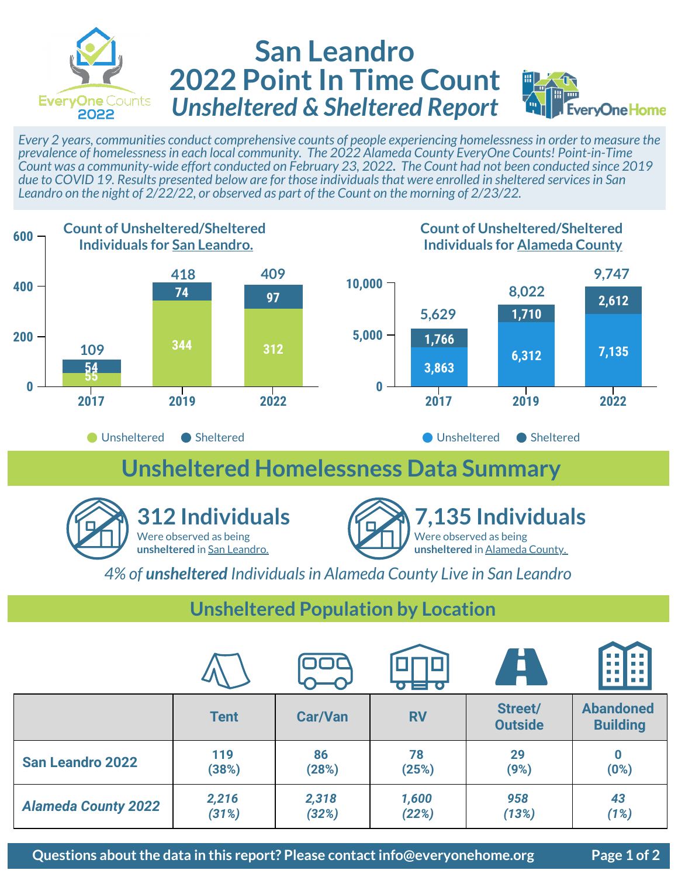# San Leandro 2022 Point In Time Count

## *Unsheltered & Sheltered Report*

EveryOne Counts 2022

EveryOne Home

*Every 2 years, communities conduct comprehensive counts of people experiencing homelessness in order to measure the prevalence of homelessness in each local community. The 2022 Alameda County EveryOne Counts! Point-in-Time Count was a community-wide effort conducted on February 23, 2022. The Count had not been conducted since 2019 due to COVID 19. Results presented below are for those individuals that were enrolled in sheltered services in San Leandro on the night of 2/22/22, or observed as part of the Count on the morning of 2/23/22.*

### Count of Unsheltered/Sheltered Individuals for San Leandro.

| Year | Unsheltered | Sheltered | Total |
|---|---|---|---|
| 2017 | 55 | 54 | 109 |
| 2019 | 344 | 74 | 418 |
| 2022 | 312 | 97 | 409 |

### Count of Unsheltered/Sheltered Individuals for Alameda County

| Year | Unsheltered | Sheltered | Total |
|---|---|---|---|
| 2017 | 3,863 | 1,766 | 5,629 |
| 2019 | 6,312 | 1,710 | 8,022 |
| 2022 | 7,135 | 2,612 | 9,747 |

## Unsheltered Homelessness Data Summary

**312 Individuals**
Were observed as being **unsheltered** in San Leandro.

**7,135 Individuals**
Were observed as being **unsheltered** in Alameda County.

*4% of **unsheltered** Individuals in Alameda County Live in San Leandro*

## Unsheltered Population by Location

| | Tent | Car/Van | RV | Street/ Outside | Abandoned Building |
|---|---|---|---|---|---|
| **San Leandro 2022** | 119 (38%) | 86 (28%) | 78 (25%) | 29 (9%) | 0 (0%) |
| ***Alameda County 2022*** | *2,216 (31%)* | *2,318 (32%)* | *1,600 (22%)* | *958 (13%)* | *43 (1%)* |

**Questions about the data in this report? Please contact info@everyonehome.org**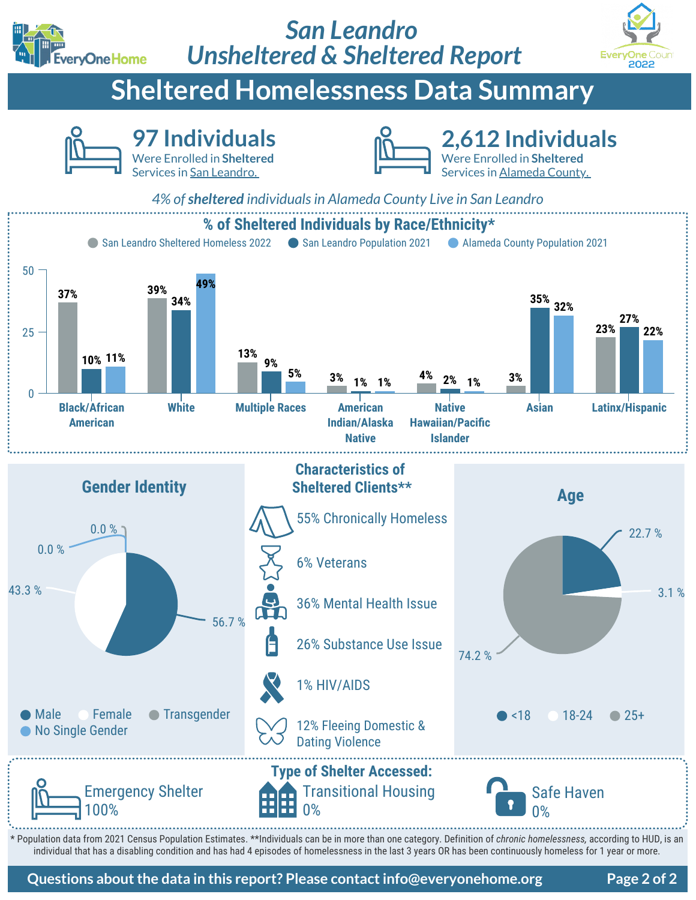# San Leandro Unsheltered & Sheltered Report

EveryOneHome

EveryOne Counts 2022

## Sheltered Homelessness Data Summary

**97 Individuals**
Were Enrolled in **Sheltered** Services in San Leandro.

**2,612 Individuals**
Were Enrolled in **Sheltered** Services in Alameda County.

*4% of **sheltered** individuals in Alameda County Live in San Leandro*

### % of Sheltered Individuals by Race/Ethnicity*

San Leandro Sheltered Homeless 2022
San Leandro Population 2021
Alameda County Population 2021

50
25
0

Black/African American: 37% 10% 11%
White: 39% 34% 49%
Multiple Races: 13% 9% 5%
American Indian/Alaska Native: 3% 1% 1%
Native Hawaiian/Pacific Islander: 4% 2% 1%
Asian: 3% 35% 32%
Latinx/Hispanic: 23% 27% 22%

### Gender Identity

0.0 %
0.0 %
43.3 %
56.7 %

Male, Female, Transgender, No Single Gender

### Characteristics of Sheltered Clients**

- 55% Chronically Homeless
- 6% Veterans
- 36% Mental Health Issue
- 26% Substance Use Issue
- 1% HIV/AIDS
- 12% Fleeing Domestic & Dating Violence

### Age

22.7 %
3.1 %
74.2 %

<18, 18-24, 25+

### Type of Shelter Accessed:

- Emergency Shelter 100%
- Transitional Housing 0%
- Safe Haven 0%

\* Population data from 2021 Census Population Estimates. **Individuals can be in more than one category. Definition of *chronic homelessness*, according to HUD, is an individual that has a disabling condition and has had 4 episodes of homelessness in the last 3 years OR has been continuously homeless for 1 year or more.

**Questions about the data in this report? Please contact info@everyonehome.org**